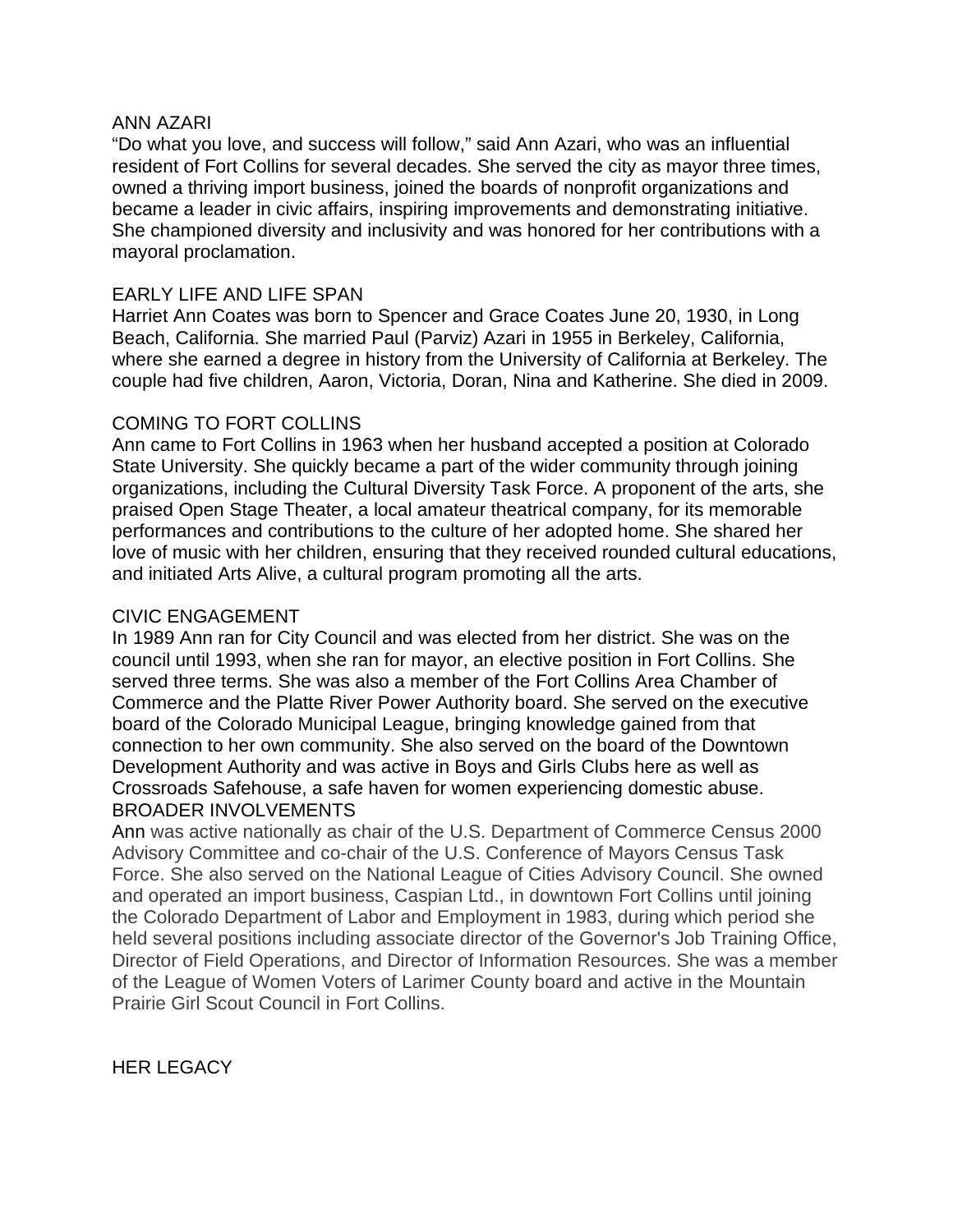# ANN AZARI

“Do what you love, and success will follow,” said Ann Azari, who was an influential resident of Fort Collins for several decades. She served the city as mayor three times, owned a thriving import business, joined the boards of nonprofit organizations and became a leader in civic affairs, inspiring improvements and demonstrating initiative. She championed diversity and inclusivity and was honored for her contributions with a mayoral proclamation.

## EARLY LIFE AND LIFE SPAN

Harriet Ann Coates was born to Spencer and Grace Coates June 20, 1930, in Long Beach, California. She married Paul (Parviz) Azari in 1955 in Berkeley, California, where she earned a degree in history from the University of California at Berkeley. The couple had five children, Aaron, Victoria, Doran, Nina and Katherine. She died in 2009.

## COMING TO FORT COLLINS

Ann came to Fort Collins in 1963 when her husband accepted a position at Colorado State University. She quickly became a part of the wider community through joining organizations, including the Cultural Diversity Task Force. A proponent of the arts, she praised Open Stage Theater, a local amateur theatrical company, for its memorable performances and contributions to the culture of her adopted home. She shared her love of music with her children, ensuring that they received rounded cultural educations, and initiated Arts Alive, a cultural program promoting all the arts.

## CIVIC ENGAGEMENT

In 1989 Ann ran for City Council and was elected from her district. She was on the council until 1993, when she ran for mayor, an elective position in Fort Collins. She served three terms. She was also a member of the Fort Collins Area Chamber of Commerce and the Platte River Power Authority board. She served on the executive board of the Colorado Municipal League, bringing knowledge gained from that connection to her own community. She also served on the board of the Downtown Development Authority and was active in Boys and Girls Clubs here as well as Crossroads Safehouse, a safe haven for women experiencing domestic abuse.

## BROADER INVOLVEMENTS

Ann was active nationally as chair of the U.S. Department of Commerce Census 2000 Advisory Committee and co-chair of the U.S. Conference of Mayors Census Task Force. She also served on the National League of Cities Advisory Council. She owned and operated an import business, Caspian Ltd., in downtown Fort Collins until joining the Colorado Department of Labor and Employment in 1983, during which period she held several positions including associate director of the Governor's Job Training Office, Director of Field Operations, and Director of Information Resources. She was a member of the League of Women Voters of Larimer County board and active in the Mountain Prairie Girl Scout Council in Fort Collins.

## HER LEGACY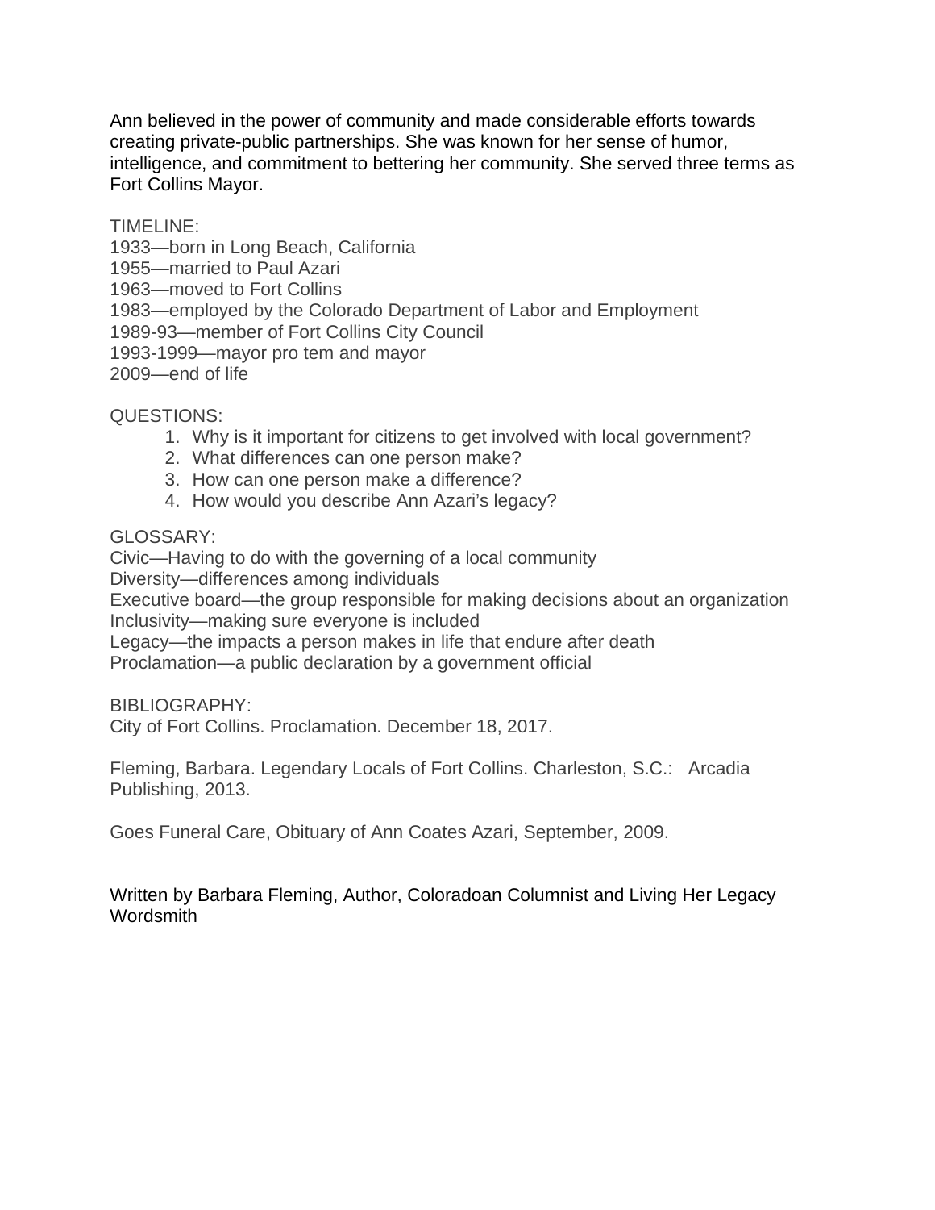Ann believed in the power of community and made considerable efforts towards creating private-public partnerships. She was known for her sense of humor, intelligence, and commitment to bettering her community. She served three terms as Fort Collins Mayor.

TIMELINE:
1933—born in Long Beach, California
1955—married to Paul Azari
1963—moved to Fort Collins
1983—employed by the Colorado Department of Labor and Employment
1989-93—member of Fort Collins City Council
1993-1999—mayor pro tem and mayor
2009—end of life

QUESTIONS:

1. Why is it important for citizens to get involved with local government?
2. What differences can one person make?
3. How can one person make a difference?
4. How would you describe Ann Azari's legacy?

GLOSSARY:
Civic—Having to do with the governing of a local community
Diversity—differences among individuals
Executive board—the group responsible for making decisions about an organization
Inclusivity—making sure everyone is included
Legacy—the impacts a person makes in life that endure after death
Proclamation—a public declaration by a government official

BIBLIOGRAPHY:
City of Fort Collins. Proclamation. December 18, 2017.

Fleming, Barbara. Legendary Locals of Fort Collins. Charleston, S.C.: Arcadia Publishing, 2013.

Goes Funeral Care, Obituary of Ann Coates Azari, September, 2009.

Written by Barbara Fleming, Author, Coloradoan Columnist and Living Her Legacy Wordsmith